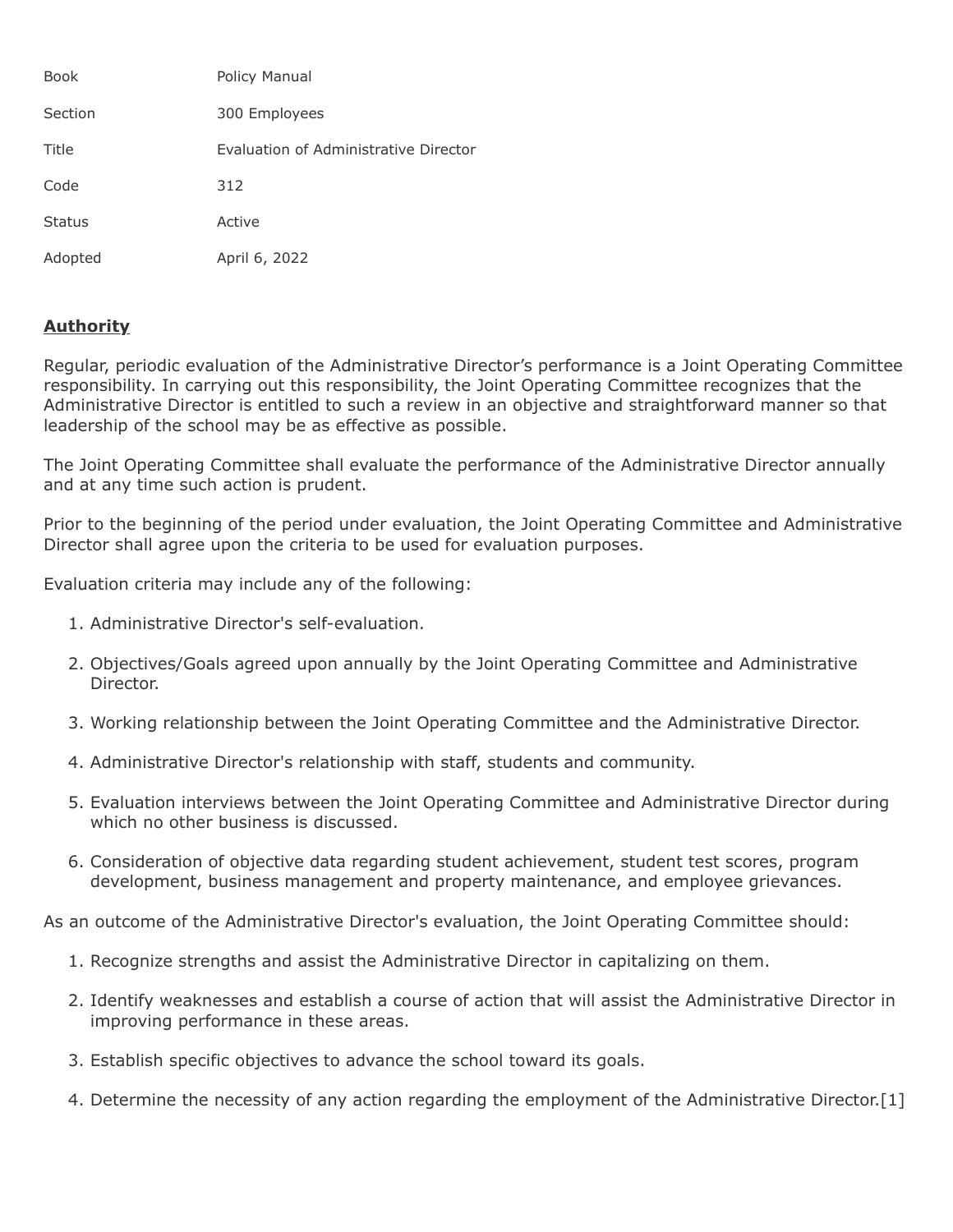| | |
|---|---|
| Book | Policy Manual |
| Section | 300 Employees |
| Title | Evaluation of Administrative Director |
| Code | 312 |
| Status | Active |
| Adopted | April 6, 2022 |

## **Authority**

Regular, periodic evaluation of the Administrative Director's performance is a Joint Operating Committee responsibility. In carrying out this responsibility, the Joint Operating Committee recognizes that the Administrative Director is entitled to such a review in an objective and straightforward manner so that leadership of the school may be as effective as possible.

The Joint Operating Committee shall evaluate the performance of the Administrative Director annually and at any time such action is prudent.

Prior to the beginning of the period under evaluation, the Joint Operating Committee and Administrative Director shall agree upon the criteria to be used for evaluation purposes.

Evaluation criteria may include any of the following:

1. Administrative Director's self-evaluation.
2. Objectives/Goals agreed upon annually by the Joint Operating Committee and Administrative Director.
3. Working relationship between the Joint Operating Committee and the Administrative Director.
4. Administrative Director's relationship with staff, students and community.
5. Evaluation interviews between the Joint Operating Committee and Administrative Director during which no other business is discussed.
6. Consideration of objective data regarding student achievement, student test scores, program development, business management and property maintenance, and employee grievances.

As an outcome of the Administrative Director's evaluation, the Joint Operating Committee should:

1. Recognize strengths and assist the Administrative Director in capitalizing on them.
2. Identify weaknesses and establish a course of action that will assist the Administrative Director in improving performance in these areas.
3. Establish specific objectives to advance the school toward its goals.
4. Determine the necessity of any action regarding the employment of the Administrative Director.[1]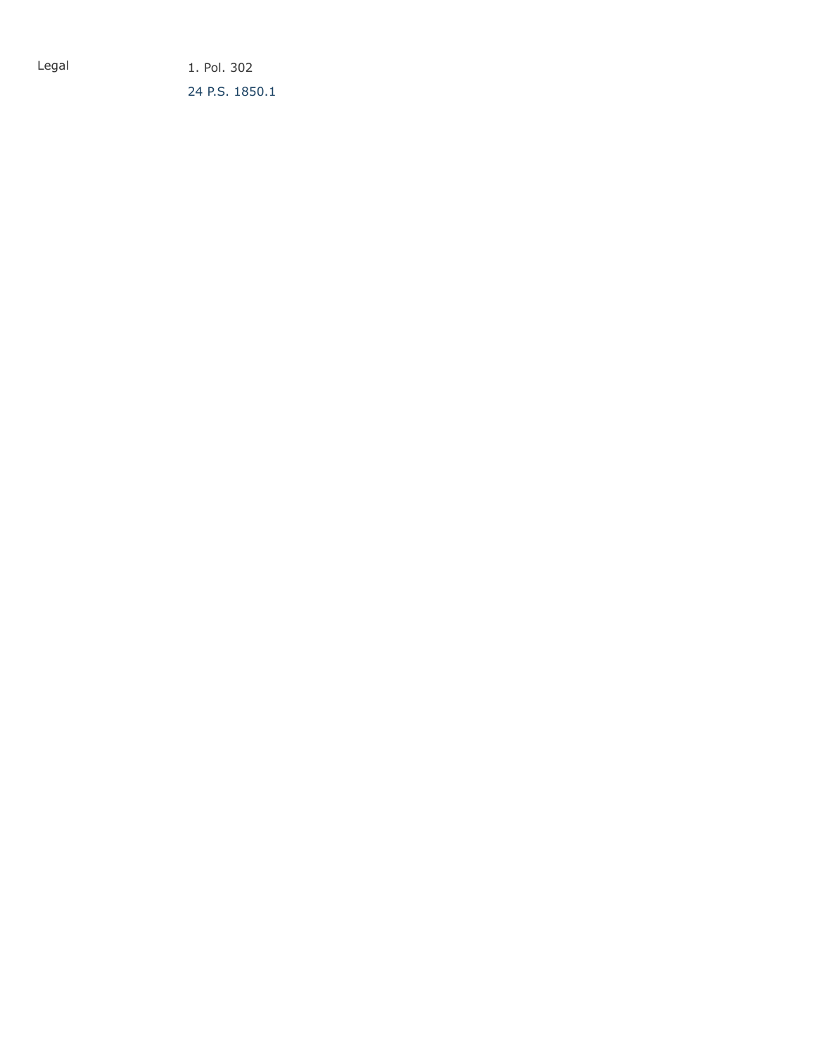| | |
|---|---|
| Legal | 1. Pol. 302 |
| | 24 P.S. 1850.1 |